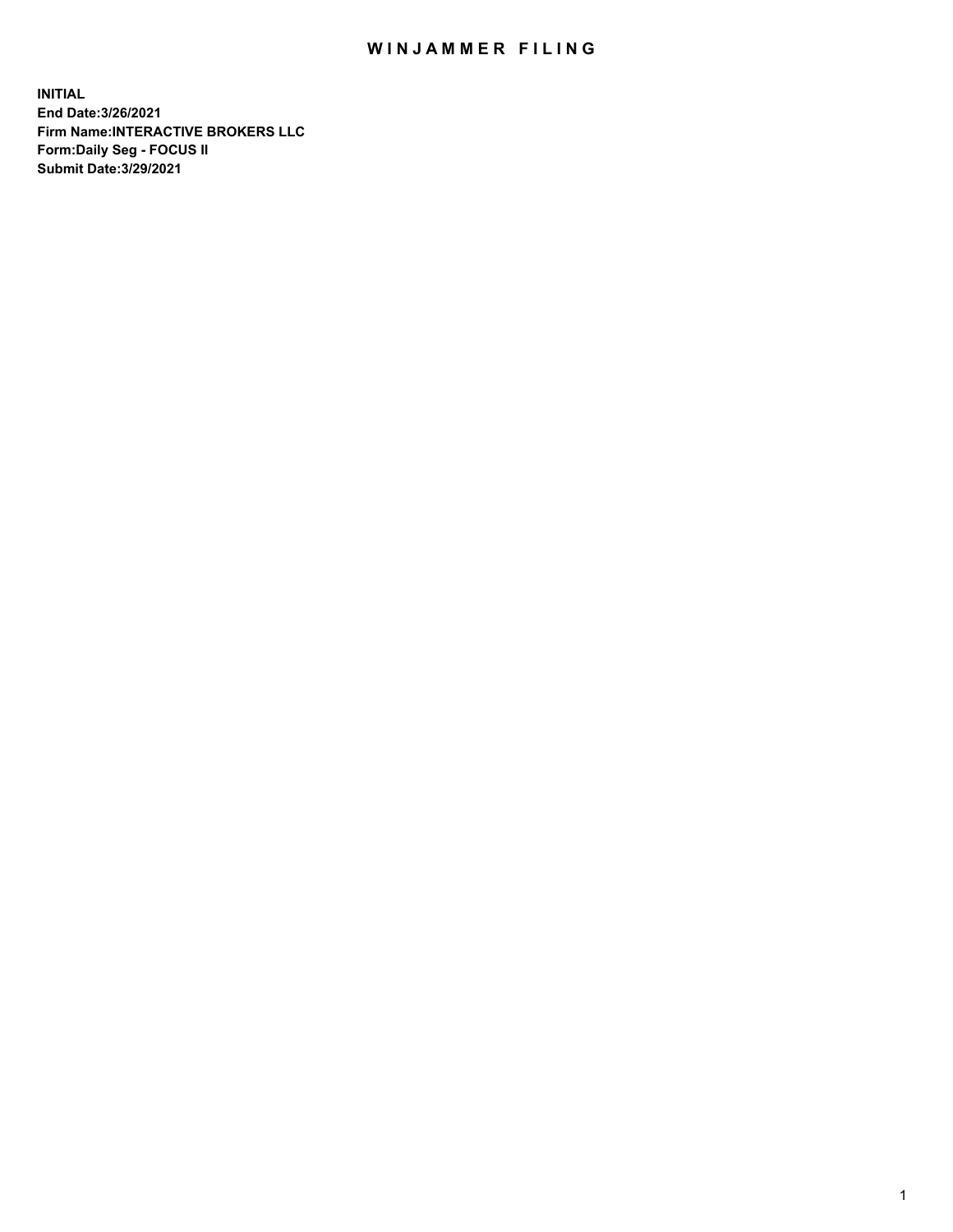# WINJAMMER FILING

**INITIAL**
**End Date:3/26/2021**
**Firm Name:INTERACTIVE BROKERS LLC**
**Form:Daily Seg - FOCUS II**
**Submit Date:3/29/2021**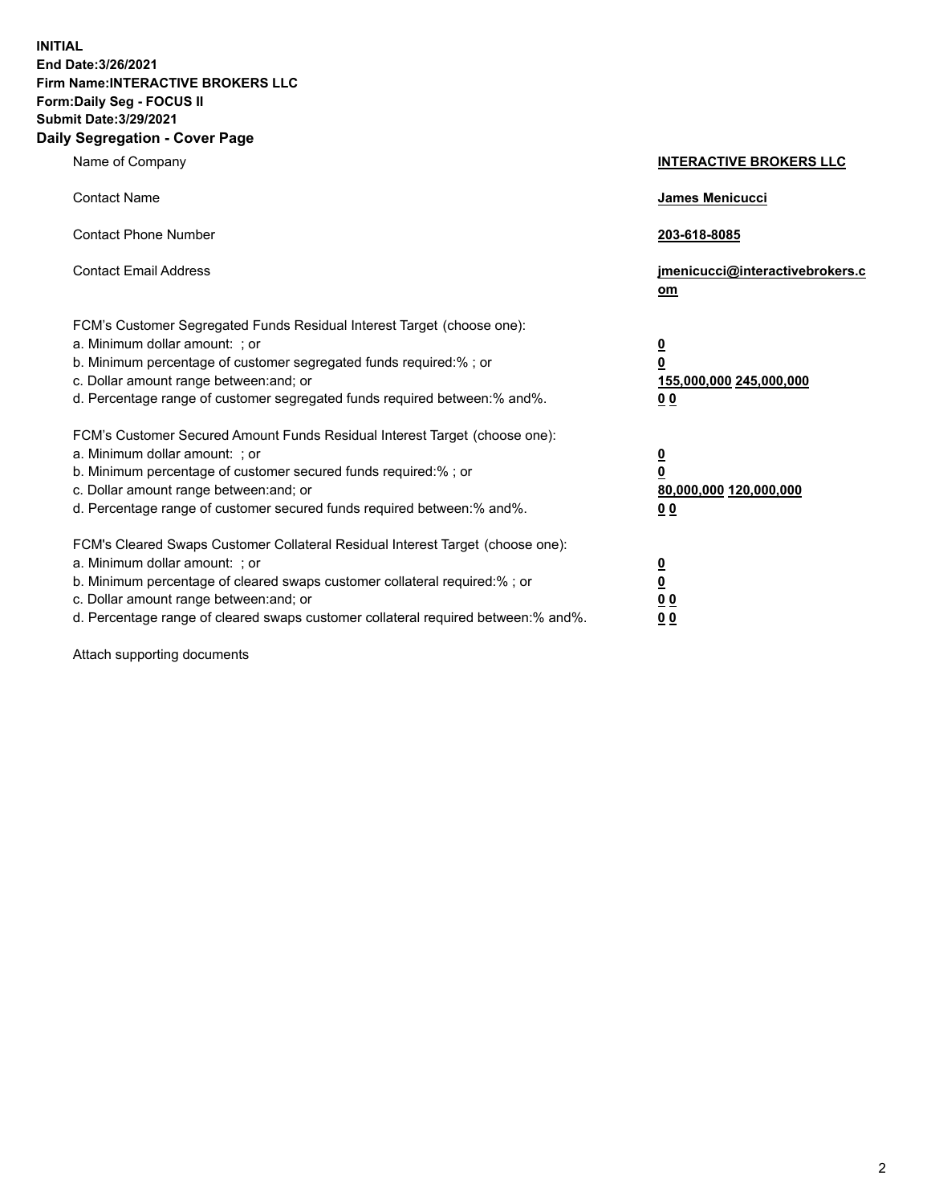**INITIAL**
**End Date:3/26/2021**
**Firm Name:INTERACTIVE BROKERS LLC**
**Form:Daily Seg - FOCUS II**
**Submit Date:3/29/2021**

## Daily Segregation - Cover Page

| | |
|---|---|
| Name of Company | **INTERACTIVE BROKERS LLC** |
| Contact Name | **James Menicucci** |
| Contact Phone Number | **203-618-8085** |
| Contact Email Address | **jmenicucci@interactivebrokers.com** |

FCM's Customer Segregated Funds Residual Interest Target (choose one):

| | |
|---|---|
| a. Minimum dollar amount: ; or | **0** |
| b. Minimum percentage of customer segregated funds required:% ; or | **0** |
| c. Dollar amount range between:and; or | **155,000,000 245,000,000** |
| d. Percentage range of customer segregated funds required between:% and%. | **0 0** |

FCM's Customer Secured Amount Funds Residual Interest Target (choose one):

| | |
|---|---|
| a. Minimum dollar amount: ; or | **0** |
| b. Minimum percentage of customer secured funds required:% ; or | **0** |
| c. Dollar amount range between:and; or | **80,000,000 120,000,000** |
| d. Percentage range of customer secured funds required between:% and%. | **0 0** |

FCM's Cleared Swaps Customer Collateral Residual Interest Target (choose one):

| | |
|---|---|
| a. Minimum dollar amount: ; or | **0** |
| b. Minimum percentage of cleared swaps customer collateral required:% ; or | **0** |
| c. Dollar amount range between:and; or | **0 0** |
| d. Percentage range of cleared swaps customer collateral required between:% and%. | **0 0** |

Attach supporting documents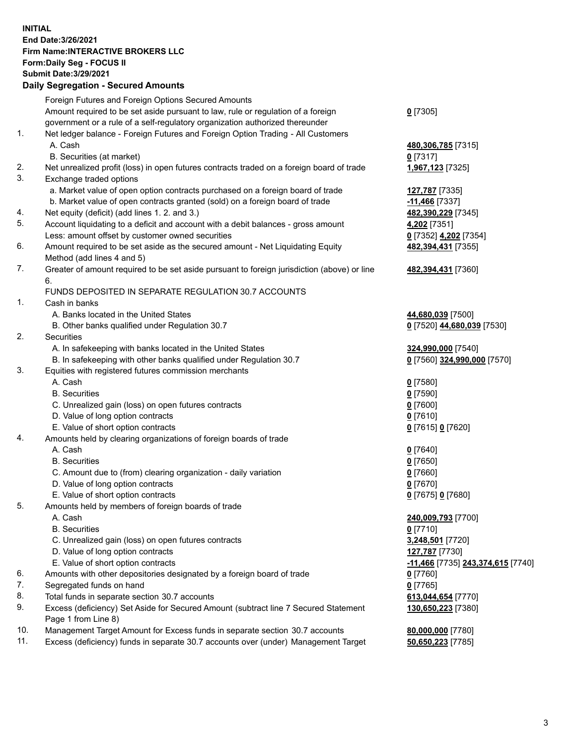**INITIAL**
**End Date:3/26/2021**
**Firm Name:INTERACTIVE BROKERS LLC**
**Form:Daily Seg - FOCUS II**
**Submit Date:3/29/2021**

### Daily Segregation - Secured Amounts

| | | |
|---|---|---|
| | Foreign Futures and Foreign Options Secured Amounts | |
| | Amount required to be set aside pursuant to law, rule or regulation of a foreign government or a rule of a self-regulatory organization authorized thereunder | **0** [7305] |
| 1. | Net ledger balance - Foreign Futures and Foreign Option Trading - All Customers | |
| | A. Cash | **480,306,785** [7315] |
| | B. Securities (at market) | **0** [7317] |
| 2. | Net unrealized profit (loss) in open futures contracts traded on a foreign board of trade | **1,967,123** [7325] |
| 3. | Exchange traded options | |
| | a. Market value of open option contracts purchased on a foreign board of trade | **127,787** [7335] |
| | b. Market value of open contracts granted (sold) on a foreign board of trade | **-11,466** [7337] |
| 4. | Net equity (deficit) (add lines 1. 2. and 3.) | **482,390,229** [7345] |
| 5. | Account liquidating to a deficit and account with a debit balances - gross amount | **4,202** [7351] |
| | Less: amount offset by customer owned securities | **0** [7352] **4,202** [7354] |
| 6. | Amount required to be set aside as the secured amount - Net Liquidating Equity Method (add lines 4 and 5) | **482,394,431** [7355] |
| 7. | Greater of amount required to be set aside pursuant to foreign jurisdiction (above) or line 6. | **482,394,431** [7360] |
| | FUNDS DEPOSITED IN SEPARATE REGULATION 30.7 ACCOUNTS | |
| 1. | Cash in banks | |
| | A. Banks located in the United States | **44,680,039** [7500] |
| | B. Other banks qualified under Regulation 30.7 | **0** [7520] **44,680,039** [7530] |
| 2. | Securities | |
| | A. In safekeeping with banks located in the United States | **324,990,000** [7540] |
| | B. In safekeeping with other banks qualified under Regulation 30.7 | **0** [7560] **324,990,000** [7570] |
| 3. | Equities with registered futures commission merchants | |
| | A. Cash | **0** [7580] |
| | B. Securities | **0** [7590] |
| | C. Unrealized gain (loss) on open futures contracts | **0** [7600] |
| | D. Value of long option contracts | **0** [7610] |
| | E. Value of short option contracts | **0** [7615] **0** [7620] |
| 4. | Amounts held by clearing organizations of foreign boards of trade | |
| | A. Cash | **0** [7640] |
| | B. Securities | **0** [7650] |
| | C. Amount due to (from) clearing organization - daily variation | **0** [7660] |
| | D. Value of long option contracts | **0** [7670] |
| | E. Value of short option contracts | **0** [7675] **0** [7680] |
| 5. | Amounts held by members of foreign boards of trade | |
| | A. Cash | **240,009,793** [7700] |
| | B. Securities | **0** [7710] |
| | C. Unrealized gain (loss) on open futures contracts | **3,248,501** [7720] |
| | D. Value of long option contracts | **127,787** [7730] |
| | E. Value of short option contracts | **-11,466** [7735] **243,374,615** [7740] |
| 6. | Amounts with other depositories designated by a foreign board of trade | **0** [7760] |
| 7. | Segregated funds on hand | **0** [7765] |
| 8. | Total funds in separate section 30.7 accounts | **613,044,654** [7770] |
| 9. | Excess (deficiency) Set Aside for Secured Amount (subtract line 7 Secured Statement Page 1 from Line 8) | **130,650,223** [7380] |
| 10. | Management Target Amount for Excess funds in separate section 30.7 accounts | **80,000,000** [7780] |
| 11. | Excess (deficiency) funds in separate 30.7 accounts over (under) Management Target | **50,650,223** [7785] |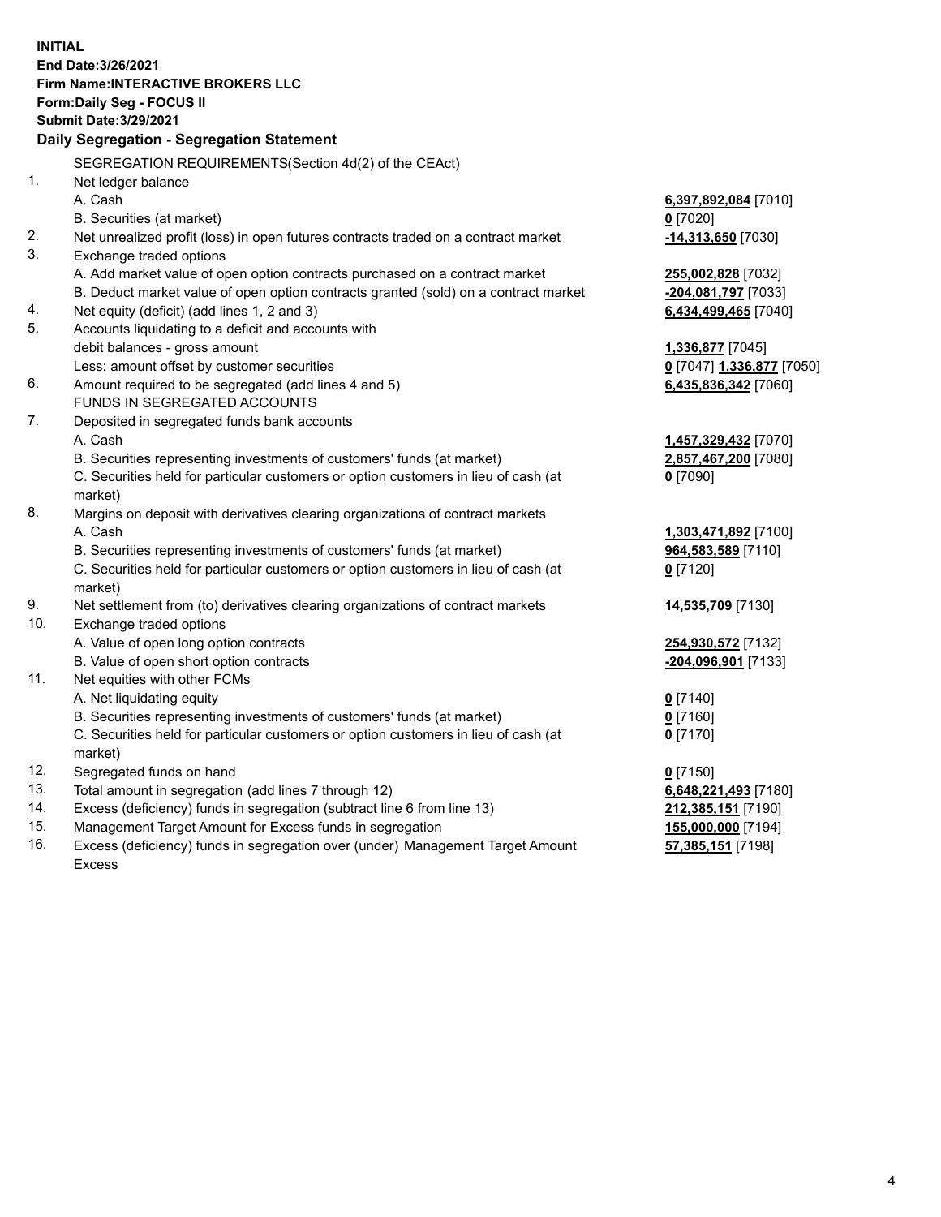**INITIAL**
**End Date:3/26/2021**
**Firm Name:INTERACTIVE BROKERS LLC**
**Form:Daily Seg - FOCUS II**
**Submit Date:3/29/2021**

**Daily Segregation - Segregation Statement**

SEGREGATION REQUIREMENTS(Section 4d(2) of the CEAct)

| | | |
|---|---|---|
| 1. | Net ledger balance | |
| | A. Cash | **6,397,892,084** [7010] |
| | B. Securities (at market) | **0** [7020] |
| 2. | Net unrealized profit (loss) in open futures contracts traded on a contract market | **-14,313,650** [7030] |
| 3. | Exchange traded options | |
| | A. Add market value of open option contracts purchased on a contract market | **255,002,828** [7032] |
| | B. Deduct market value of open option contracts granted (sold) on a contract market | **-204,081,797** [7033] |
| 4. | Net equity (deficit) (add lines 1, 2 and 3) | **6,434,499,465** [7040] |
| 5. | Accounts liquidating to a deficit and accounts with debit balances - gross amount | **1,336,877** [7045] |
| | Less: amount offset by customer securities | **0** [7047] **1,336,877** [7050] |
| 6. | Amount required to be segregated (add lines 4 and 5) | **6,435,836,342** [7060] |
| | FUNDS IN SEGREGATED ACCOUNTS | |
| 7. | Deposited in segregated funds bank accounts | |
| | A. Cash | **1,457,329,432** [7070] |
| | B. Securities representing investments of customers' funds (at market) | **2,857,467,200** [7080] |
| | C. Securities held for particular customers or option customers in lieu of cash (at market) | **0** [7090] |
| 8. | Margins on deposit with derivatives clearing organizations of contract markets | |
| | A. Cash | **1,303,471,892** [7100] |
| | B. Securities representing investments of customers' funds (at market) | **964,583,589** [7110] |
| | C. Securities held for particular customers or option customers in lieu of cash (at market) | **0** [7120] |
| 9. | Net settlement from (to) derivatives clearing organizations of contract markets | **14,535,709** [7130] |
| 10. | Exchange traded options | |
| | A. Value of open long option contracts | **254,930,572** [7132] |
| | B. Value of open short option contracts | **-204,096,901** [7133] |
| 11. | Net equities with other FCMs | |
| | A. Net liquidating equity | **0** [7140] |
| | B. Securities representing investments of customers' funds (at market) | **0** [7160] |
| | C. Securities held for particular customers or option customers in lieu of cash (at market) | **0** [7170] |
| 12. | Segregated funds on hand | **0** [7150] |
| 13. | Total amount in segregation (add lines 7 through 12) | **6,648,221,493** [7180] |
| 14. | Excess (deficiency) funds in segregation (subtract line 6 from line 13) | **212,385,151** [7190] |
| 15. | Management Target Amount for Excess funds in segregation | **155,000,000** [7194] |
| 16. | Excess (deficiency) funds in segregation over (under) Management Target Amount Excess | **57,385,151** [7198] |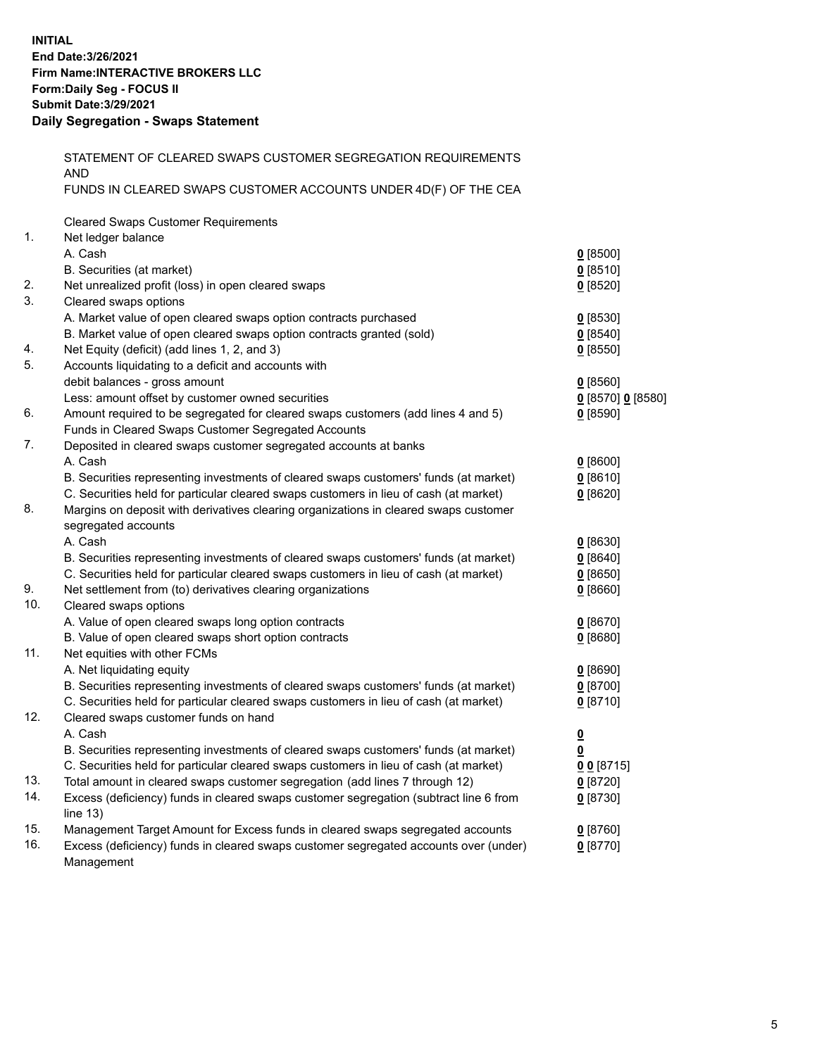**INITIAL**
**End Date:3/26/2021**
**Firm Name:INTERACTIVE BROKERS LLC**
**Form:Daily Seg - FOCUS II**
**Submit Date:3/29/2021**
**Daily Segregation - Swaps Statement**

STATEMENT OF CLEARED SWAPS CUSTOMER SEGREGATION REQUIREMENTS AND FUNDS IN CLEARED SWAPS CUSTOMER ACCOUNTS UNDER 4D(F) OF THE CEA

| | | |
|---|---|---|
| | Cleared Swaps Customer Requirements | |
| 1. | Net ledger balance | |
| | A. Cash | 0 [8500] |
| | B. Securities (at market) | 0 [8510] |
| 2. | Net unrealized profit (loss) in open cleared swaps | 0 [8520] |
| 3. | Cleared swaps options | |
| | A. Market value of open cleared swaps option contracts purchased | 0 [8530] |
| | B. Market value of open cleared swaps option contracts granted (sold) | 0 [8540] |
| 4. | Net Equity (deficit) (add lines 1, 2, and 3) | 0 [8550] |
| 5. | Accounts liquidating to a deficit and accounts with debit balances - gross amount | 0 [8560] |
| | Less: amount offset by customer owned securities | 0 [8570] 0 [8580] |
| 6. | Amount required to be segregated for cleared swaps customers (add lines 4 and 5) | 0 [8590] |
| | Funds in Cleared Swaps Customer Segregated Accounts | |
| 7. | Deposited in cleared swaps customer segregated accounts at banks | |
| | A. Cash | 0 [8600] |
| | B. Securities representing investments of cleared swaps customers' funds (at market) | 0 [8610] |
| | C. Securities held for particular cleared swaps customers in lieu of cash (at market) | 0 [8620] |
| 8. | Margins on deposit with derivatives clearing organizations in cleared swaps customer segregated accounts | |
| | A. Cash | 0 [8630] |
| | B. Securities representing investments of cleared swaps customers' funds (at market) | 0 [8640] |
| | C. Securities held for particular cleared swaps customers in lieu of cash (at market) | 0 [8650] |
| 9. | Net settlement from (to) derivatives clearing organizations | 0 [8660] |
| 10. | Cleared swaps options | |
| | A. Value of open cleared swaps long option contracts | 0 [8670] |
| | B. Value of open cleared swaps short option contracts | 0 [8680] |
| 11. | Net equities with other FCMs | |
| | A. Net liquidating equity | 0 [8690] |
| | B. Securities representing investments of cleared swaps customers' funds (at market) | 0 [8700] |
| | C. Securities held for particular cleared swaps customers in lieu of cash (at market) | 0 [8710] |
| 12. | Cleared swaps customer funds on hand | |
| | A. Cash | 0 |
| | B. Securities representing investments of cleared swaps customers' funds (at market) | 0 |
| | C. Securities held for particular cleared swaps customers in lieu of cash (at market) | 0 0 [8715] |
| 13. | Total amount in cleared swaps customer segregation (add lines 7 through 12) | 0 [8720] |
| 14. | Excess (deficiency) funds in cleared swaps customer segregation (subtract line 6 from line 13) | 0 [8730] |
| 15. | Management Target Amount for Excess funds in cleared swaps segregated accounts | 0 [8760] |
| 16. | Excess (deficiency) funds in cleared swaps customer segregated accounts over (under) Management | 0 [8770] |